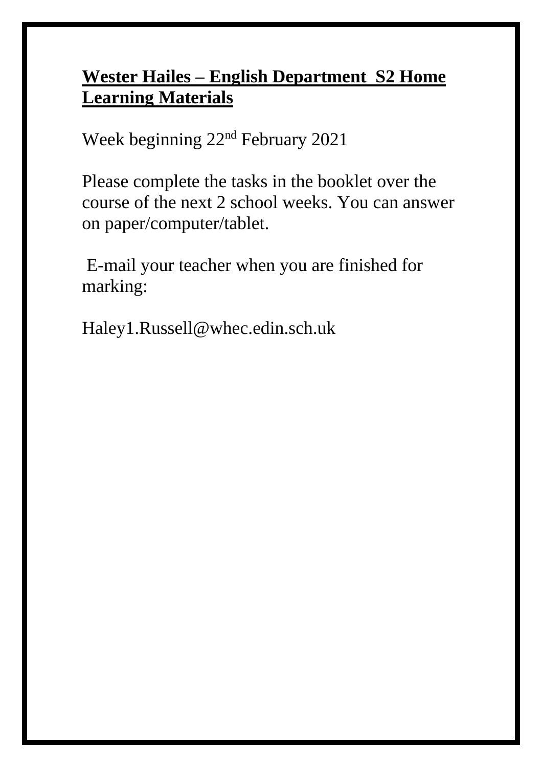# **Wester Hailes – English Department S2 Home Learning Materials**

Week beginning 22nd February 2021

Please complete the tasks in the booklet over the course of the next 2 school weeks. You can answer on paper/computer/tablet.

E-mail your teacher when you are finished for marking:

Haley1.Russell@whec.edin.sch.uk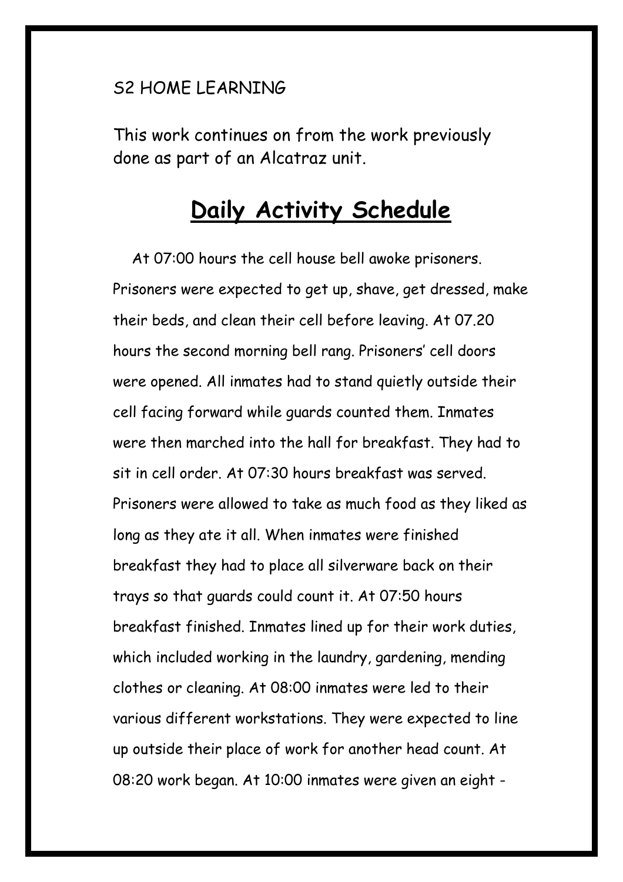S2 HOME LEARNING

This work continues on from the work previously done as part of an Alcatraz unit.

# Daily Activity Schedule

At 07:00 hours the cell house bell awoke prisoners. Prisoners were expected to get up, shave, get dressed, make their beds, and clean their cell before leaving. At 07.20 hours the second morning bell rang. Prisoners' cell doors were opened. All inmates had to stand quietly outside their cell facing forward while guards counted them. Inmates were then marched into the hall for breakfast. They had to sit in cell order. At 07:30 hours breakfast was served. Prisoners were allowed to take as much food as they liked as long as they ate it all. When inmates were finished breakfast they had to place all silverware back on their trays so that guards could count it. At 07:50 hours breakfast finished. Inmates lined up for their work duties, which included working in the laundry, gardening, mending clothes or cleaning. At 08:00 inmates were led to their various different workstations. They were expected to line up outside their place of work for another head count. At 08:20 work began. At 10:00 inmates were given an eight -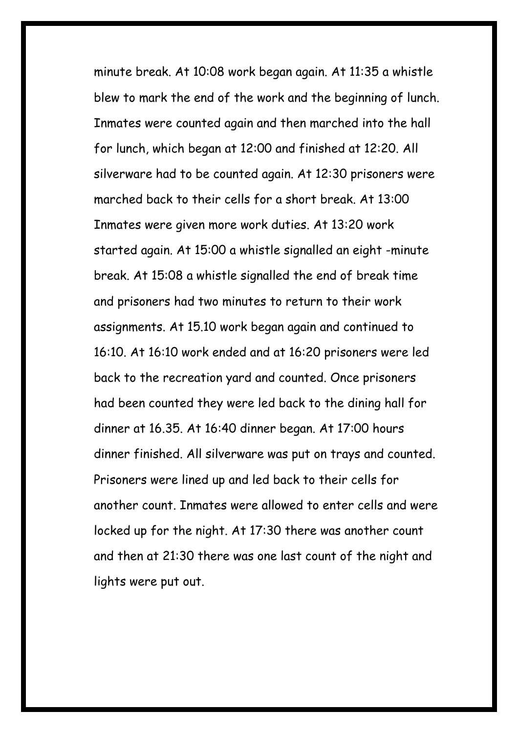minute break. At 10:08 work began again. At 11:35 a whistle blew to mark the end of the work and the beginning of lunch. Inmates were counted again and then marched into the hall for lunch, which began at 12:00 and finished at 12:20. All silverware had to be counted again. At 12:30 prisoners were marched back to their cells for a short break. At 13:00 Inmates were given more work duties. At 13:20 work started again. At 15:00 a whistle signalled an eight -minute break. At 15:08 a whistle signalled the end of break time and prisoners had two minutes to return to their work assignments. At 15.10 work began again and continued to 16:10. At 16:10 work ended and at 16:20 prisoners were led back to the recreation yard and counted. Once prisoners had been counted they were led back to the dining hall for dinner at 16.35. At 16:40 dinner began. At 17:00 hours dinner finished. All silverware was put on trays and counted. Prisoners were lined up and led back to their cells for another count. Inmates were allowed to enter cells and were locked up for the night. At 17:30 there was another count and then at 21:30 there was one last count of the night and lights were put out.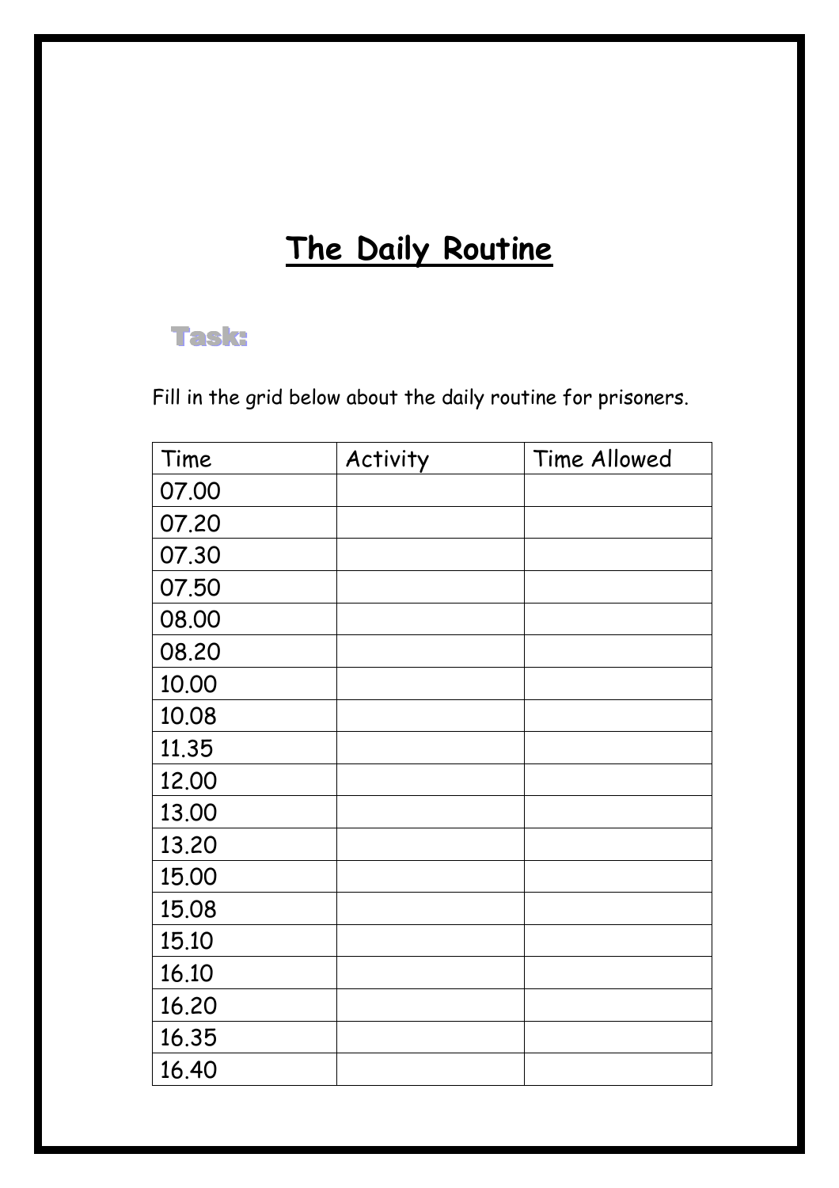# The Daily Routine

**Task:**

Fill in the grid below about the daily routine for prisoners.

| Time | Activity | Time Allowed |
|---|---|---|
| 07.00 | | |
| 07.20 | | |
| 07.30 | | |
| 07.50 | | |
| 08.00 | | |
| 08.20 | | |
| 10.00 | | |
| 10.08 | | |
| 11.35 | | |
| 12.00 | | |
| 13.00 | | |
| 13.20 | | |
| 15.00 | | |
| 15.08 | | |
| 15.10 | | |
| 16.10 | | |
| 16.20 | | |
| 16.35 | | |
| 16.40 | | |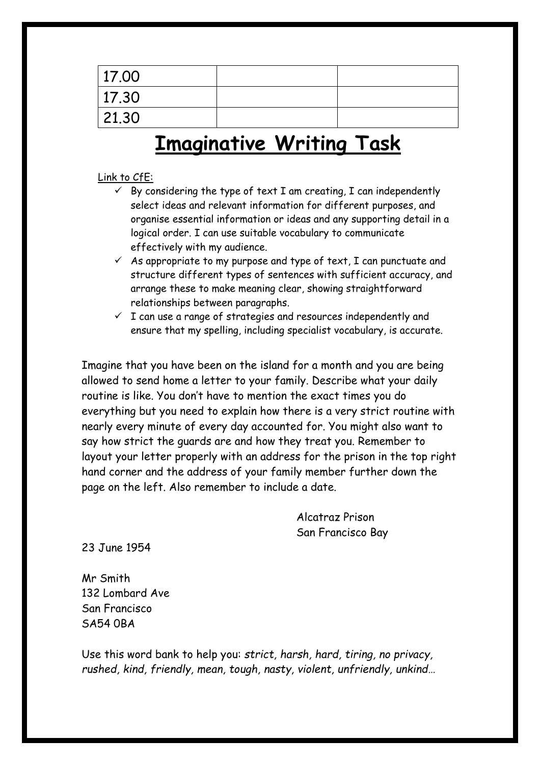| | | |
|---|---|---|
| 17.00 | | |
| 17.30 | | |
| 21.30 | | |

# Imaginative Writing Task

Link to CfE:

- ✓ By considering the type of text I am creating, I can independently select ideas and relevant information for different purposes, and organise essential information or ideas and any supporting detail in a logical order. I can use suitable vocabulary to communicate effectively with my audience.
- ✓ As appropriate to my purpose and type of text, I can punctuate and structure different types of sentences with sufficient accuracy, and arrange these to make meaning clear, showing straightforward relationships between paragraphs.
- ✓ I can use a range of strategies and resources independently and ensure that my spelling, including specialist vocabulary, is accurate.

Imagine that you have been on the island for a month and you are being allowed to send home a letter to your family. Describe what your daily routine is like. You don't have to mention the exact times you do everything but you need to explain how there is a very strict routine with nearly every minute of every day accounted for. You might also want to say how strict the guards are and how they treat you. Remember to layout your letter properly with an address for the prison in the top right hand corner and the address of your family member further down the page on the left. Also remember to include a date.

Alcatraz Prison
San Francisco Bay

23 June 1954

Mr Smith
132 Lombard Ave
San Francisco
SA54 0BA

Use this word bank to help you: *strict, harsh, hard, tiring, no privacy, rushed, kind, friendly, mean, tough, nasty, violent, unfriendly, unkind…*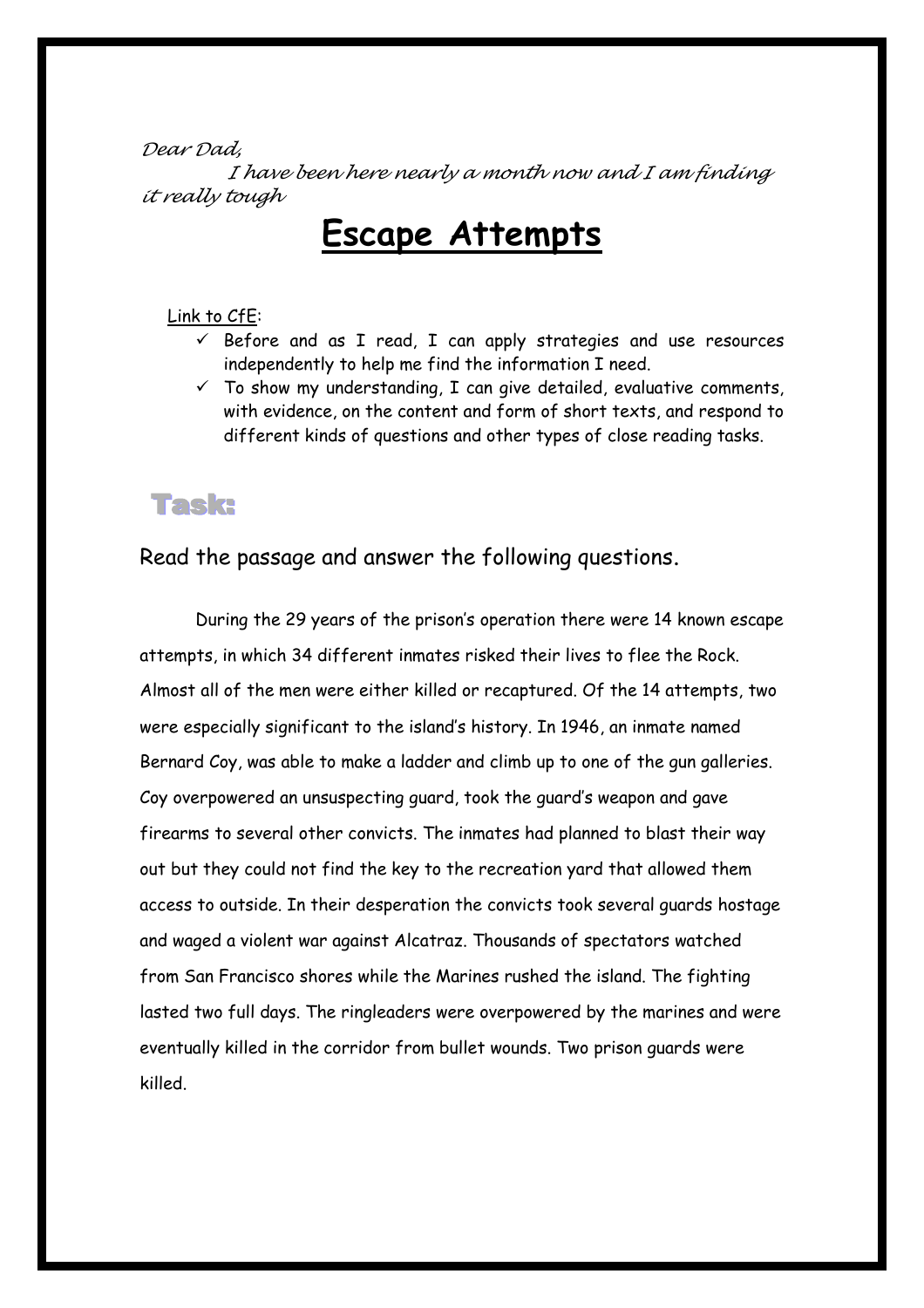*Dear Dad,*
*I have been here nearly a month now and I am finding it really tough*

# Escape Attempts

Link to CfE:

- ✓ Before and as I read, I can apply strategies and use resources independently to help me find the information I need.
- ✓ To show my understanding, I can give detailed, evaluative comments, with evidence, on the content and form of short texts, and respond to different kinds of questions and other types of close reading tasks.

## Task:

Read the passage and answer the following questions.

During the 29 years of the prison's operation there were 14 known escape attempts, in which 34 different inmates risked their lives to flee the Rock. Almost all of the men were either killed or recaptured. Of the 14 attempts, two were especially significant to the island's history. In 1946, an inmate named Bernard Coy, was able to make a ladder and climb up to one of the gun galleries. Coy overpowered an unsuspecting guard, took the guard's weapon and gave firearms to several other convicts. The inmates had planned to blast their way out but they could not find the key to the recreation yard that allowed them access to outside. In their desperation the convicts took several guards hostage and waged a violent war against Alcatraz. Thousands of spectators watched from San Francisco shores while the Marines rushed the island. The fighting lasted two full days. The ringleaders were overpowered by the marines and were eventually killed in the corridor from bullet wounds. Two prison guards were killed.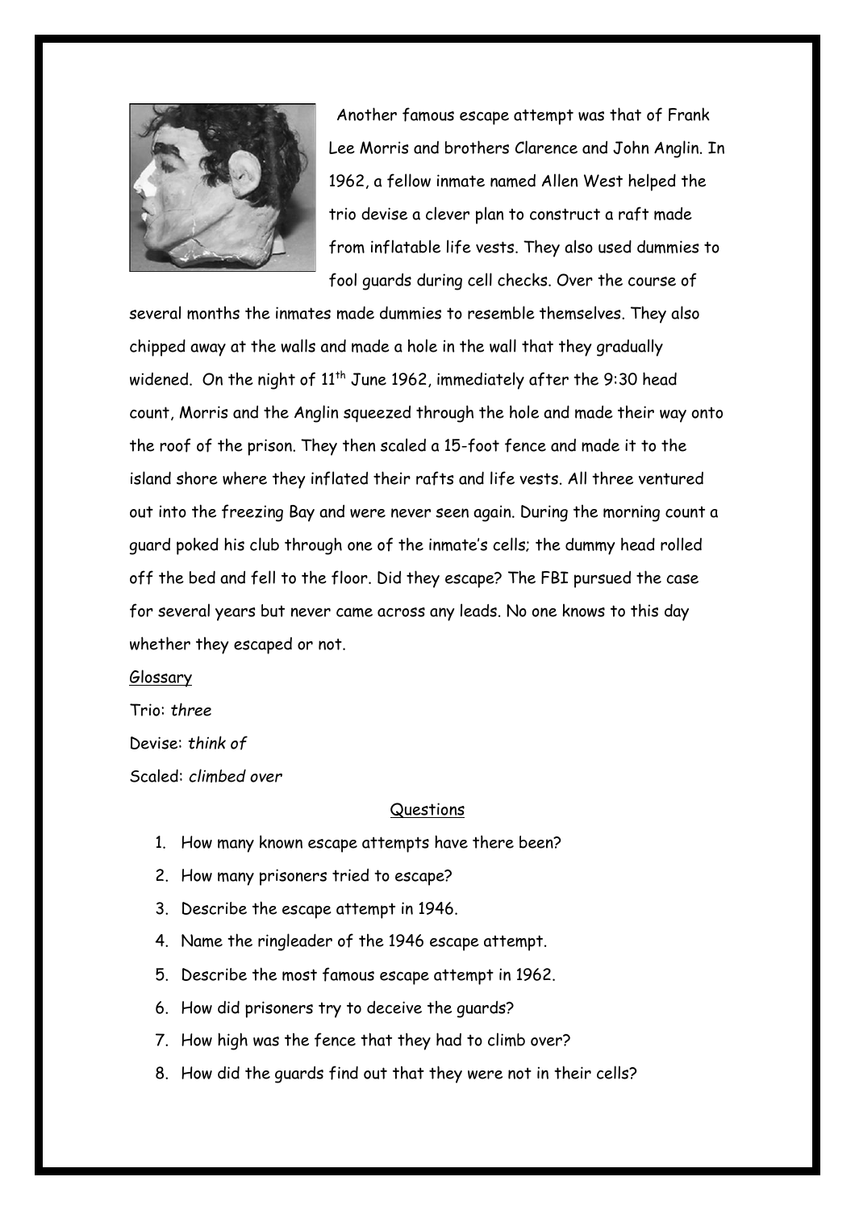Another famous escape attempt was that of Frank Lee Morris and brothers Clarence and John Anglin. In 1962, a fellow inmate named Allen West helped the trio devise a clever plan to construct a raft made from inflatable life vests. They also used dummies to fool guards during cell checks. Over the course of several months the inmates made dummies to resemble themselves. They also chipped away at the walls and made a hole in the wall that they gradually widened. On the night of 11th June 1962, immediately after the 9:30 head count, Morris and the Anglin squeezed through the hole and made their way onto the roof of the prison. They then scaled a 15-foot fence and made it to the island shore where they inflated their rafts and life vests. All three ventured out into the freezing Bay and were never seen again. During the morning count a guard poked his club through one of the inmate's cells; the dummy head rolled off the bed and fell to the floor. Did they escape? The FBI pursued the case for several years but never came across any leads. No one knows to this day whether they escaped or not.

Glossary

Trio: *three*

Devise: *think of*

Scaled: *climbed over*

Questions

1. How many known escape attempts have there been?
2. How many prisoners tried to escape?
3. Describe the escape attempt in 1946.
4. Name the ringleader of the 1946 escape attempt.
5. Describe the most famous escape attempt in 1962.
6. How did prisoners try to deceive the guards?
7. How high was the fence that they had to climb over?
8. How did the guards find out that they were not in their cells?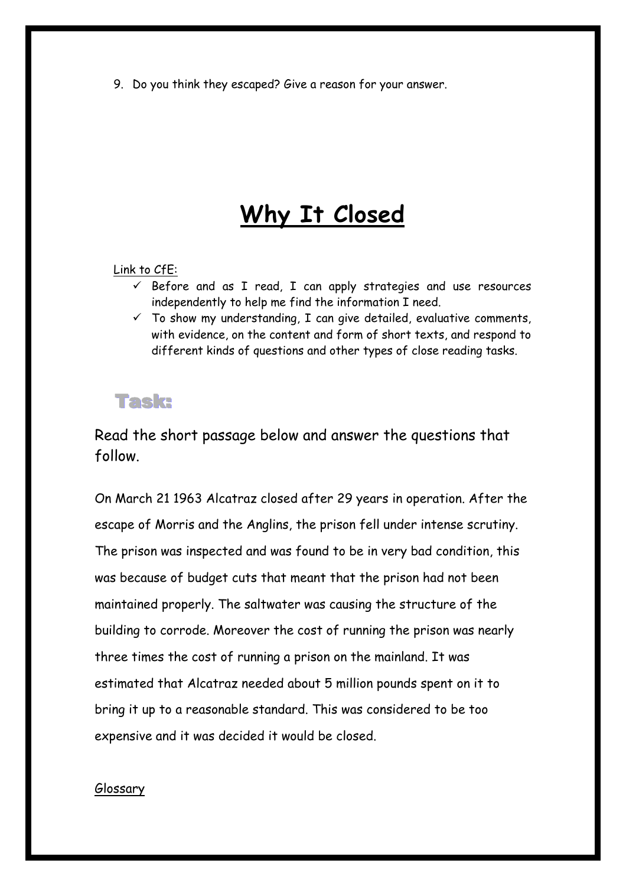9. Do you think they escaped? Give a reason for your answer.

# Why It Closed

Link to CfE:

- ✓ Before and as I read, I can apply strategies and use resources independently to help me find the information I need.
- ✓ To show my understanding, I can give detailed, evaluative comments, with evidence, on the content and form of short texts, and respond to different kinds of questions and other types of close reading tasks.

**Task:**

Read the short passage below and answer the questions that follow.

On March 21 1963 Alcatraz closed after 29 years in operation. After the escape of Morris and the Anglins, the prison fell under intense scrutiny. The prison was inspected and was found to be in very bad condition, this was because of budget cuts that meant that the prison had not been maintained properly. The saltwater was causing the structure of the building to corrode. Moreover the cost of running the prison was nearly three times the cost of running a prison on the mainland. It was estimated that Alcatraz needed about 5 million pounds spent on it to bring it up to a reasonable standard. This was considered to be too expensive and it was decided it would be closed.

Glossary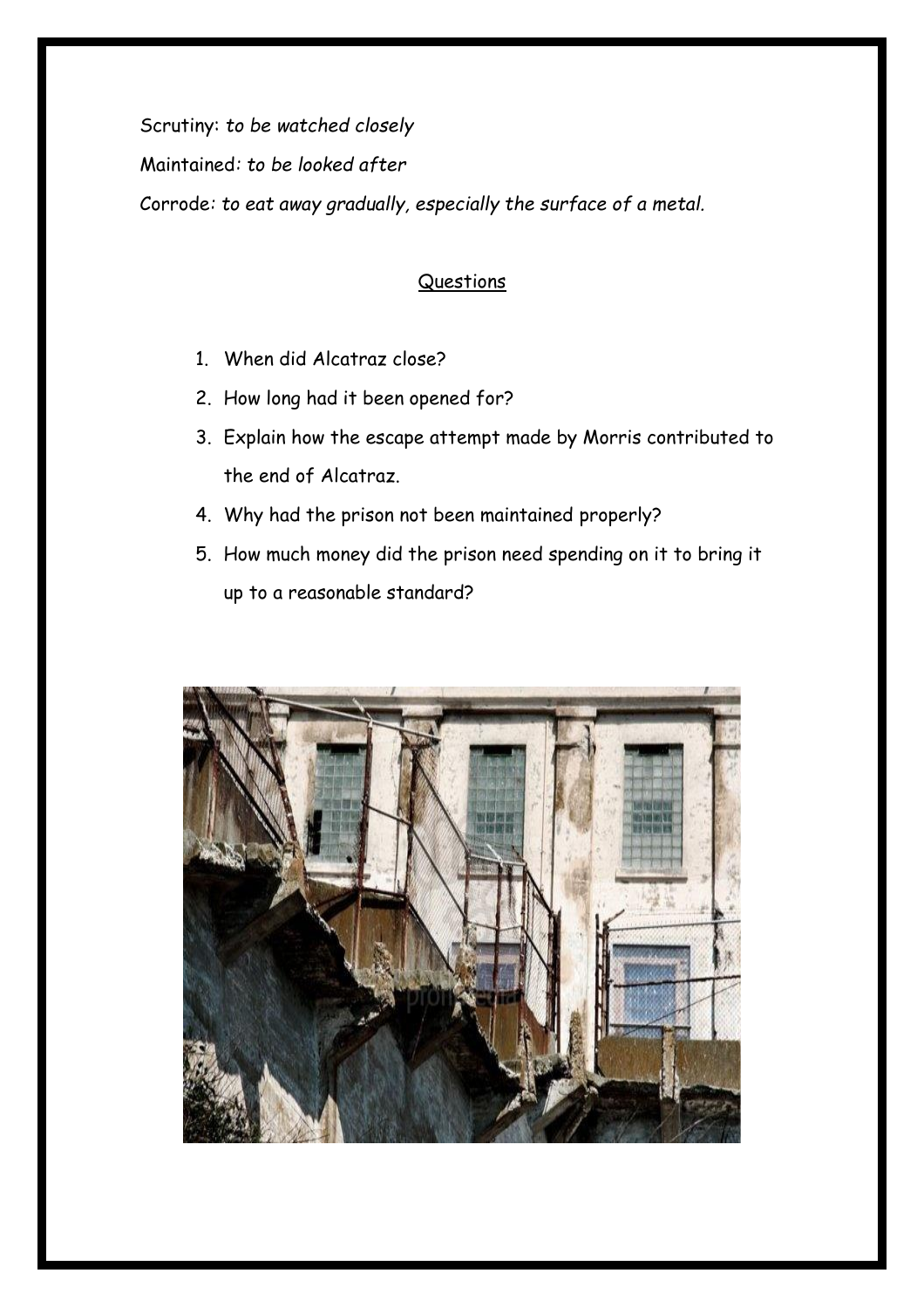Scrutiny: *to be watched closely*

Maintained: *to be looked after*

Corrode: *to eat away gradually, especially the surface of a metal.*

## Questions

1. When did Alcatraz close?
2. How long had it been opened for?
3. Explain how the escape attempt made by Morris contributed to the end of Alcatraz.
4. Why had the prison not been maintained properly?
5. How much money did the prison need spending on it to bring it up to a reasonable standard?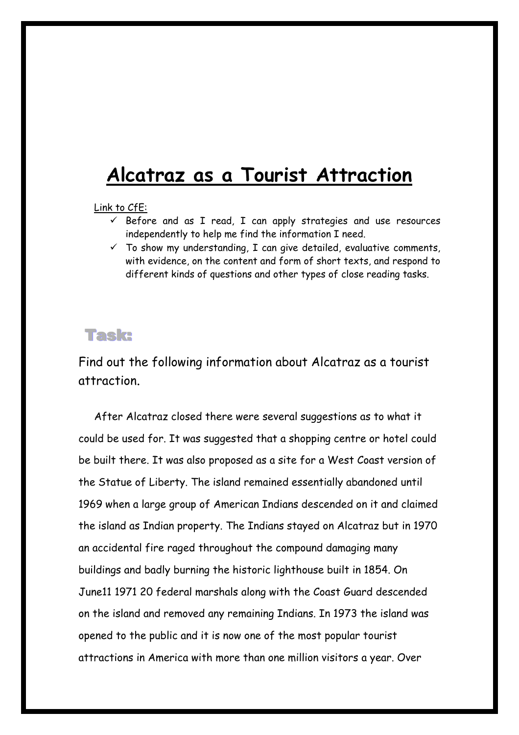# Alcatraz as a Tourist Attraction

Link to CfE:

- ✓ Before and as I read, I can apply strategies and use resources independently to help me find the information I need.
- ✓ To show my understanding, I can give detailed, evaluative comments, with evidence, on the content and form of short texts, and respond to different kinds of questions and other types of close reading tasks.

## Task:

Find out the following information about Alcatraz as a tourist attraction.

After Alcatraz closed there were several suggestions as to what it could be used for. It was suggested that a shopping centre or hotel could be built there. It was also proposed as a site for a West Coast version of the Statue of Liberty. The island remained essentially abandoned until 1969 when a large group of American Indians descended on it and claimed the island as Indian property. The Indians stayed on Alcatraz but in 1970 an accidental fire raged throughout the compound damaging many buildings and badly burning the historic lighthouse built in 1854. On June11 1971 20 federal marshals along with the Coast Guard descended on the island and removed any remaining Indians. In 1973 the island was opened to the public and it is now one of the most popular tourist attractions in America with more than one million visitors a year. Over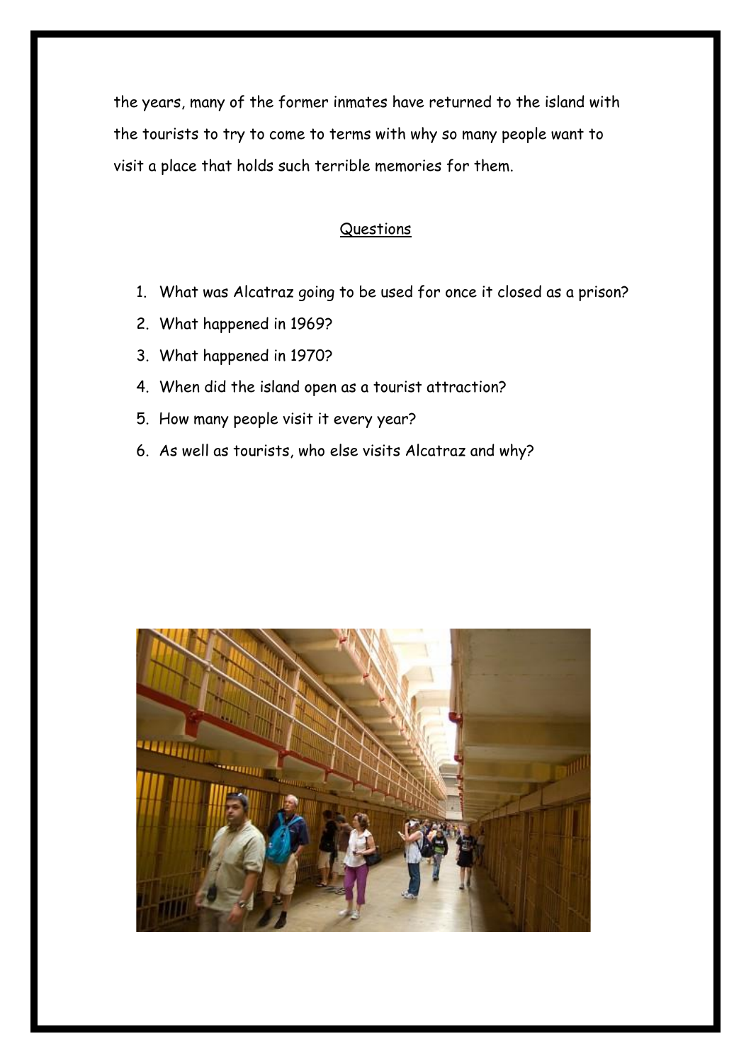the years, many of the former inmates have returned to the island with the tourists to try to come to terms with why so many people want to visit a place that holds such terrible memories for them.

## Questions

1. What was Alcatraz going to be used for once it closed as a prison?
2. What happened in 1969?
3. What happened in 1970?
4. When did the island open as a tourist attraction?
5. How many people visit it every year?
6. As well as tourists, who else visits Alcatraz and why?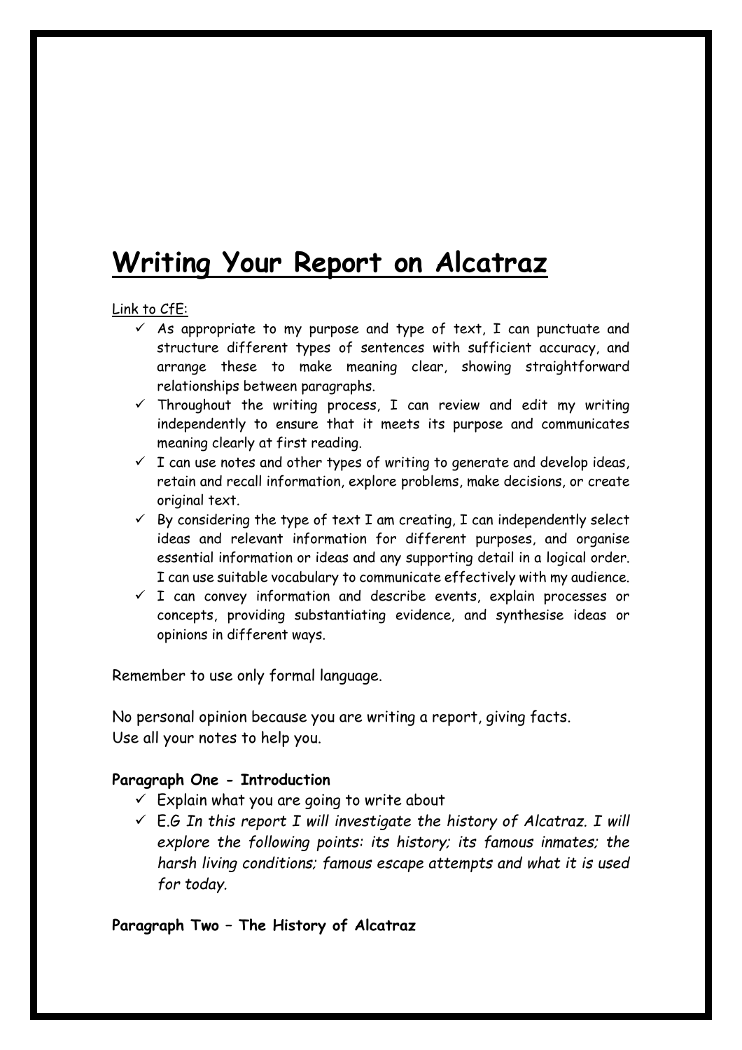# Writing Your Report on Alcatraz

Link to CfE:

- ✓ As appropriate to my purpose and type of text, I can punctuate and structure different types of sentences with sufficient accuracy, and arrange these to make meaning clear, showing straightforward relationships between paragraphs.
- ✓ Throughout the writing process, I can review and edit my writing independently to ensure that it meets its purpose and communicates meaning clearly at first reading.
- ✓ I can use notes and other types of writing to generate and develop ideas, retain and recall information, explore problems, make decisions, or create original text.
- ✓ By considering the type of text I am creating, I can independently select ideas and relevant information for different purposes, and organise essential information or ideas and any supporting detail in a logical order. I can use suitable vocabulary to communicate effectively with my audience.
- ✓ I can convey information and describe events, explain processes or concepts, providing substantiating evidence, and synthesise ideas or opinions in different ways.

Remember to use only formal language.

No personal opinion because you are writing a report, giving facts.
Use all your notes to help you.

**Paragraph One - Introduction**

- ✓ Explain what you are going to write about
- ✓ E.G *In this report I will investigate the history of Alcatraz. I will explore the following points: its history; its famous inmates; the harsh living conditions; famous escape attempts and what it is used for today.*

**Paragraph Two – The History of Alcatraz**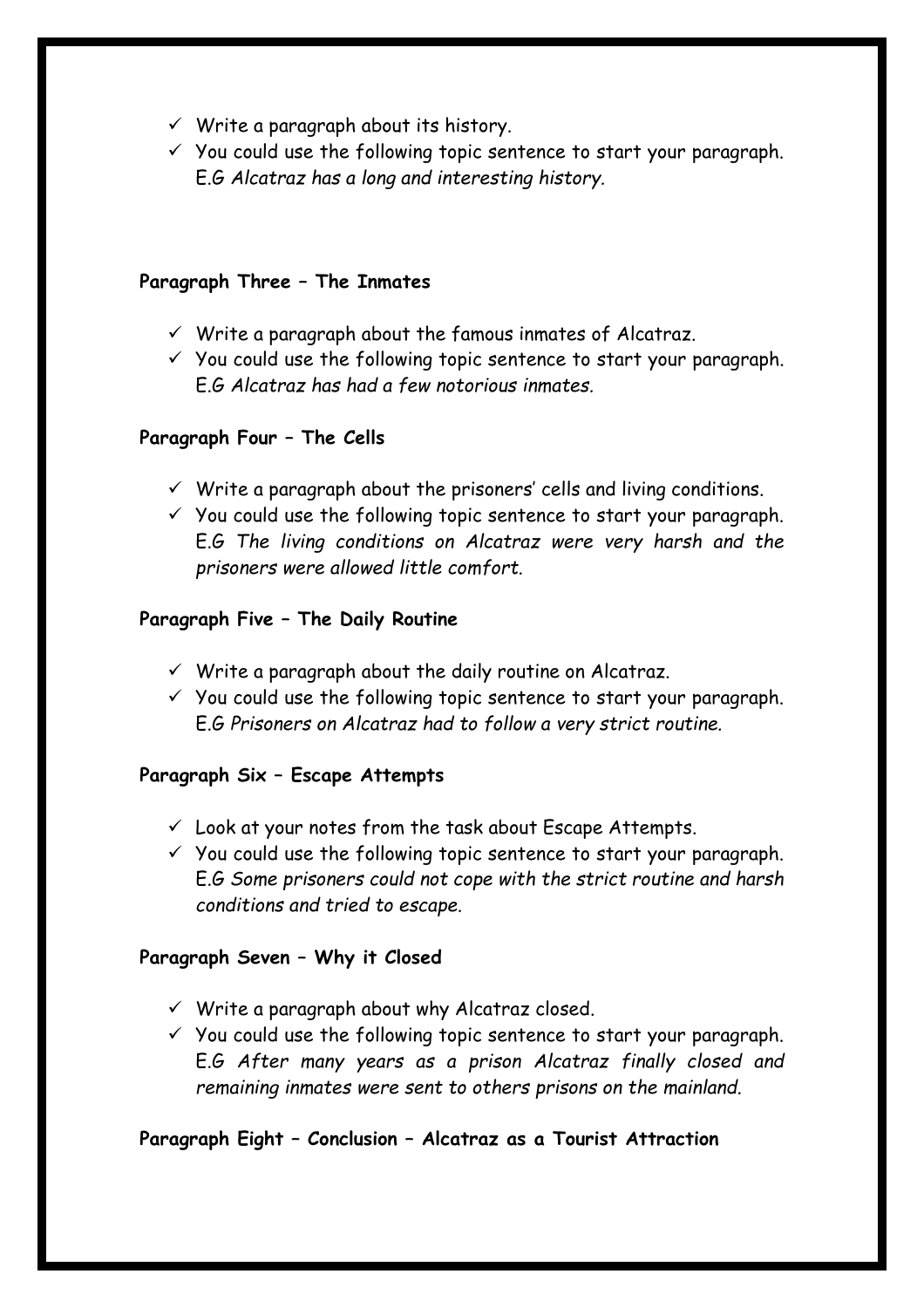- ✓ Write a paragraph about its history.
- ✓ You could use the following topic sentence to start your paragraph. E.G *Alcatraz has a long and interesting history.*

**Paragraph Three – The Inmates**

- ✓ Write a paragraph about the famous inmates of Alcatraz.
- ✓ You could use the following topic sentence to start your paragraph. E.G *Alcatraz has had a few notorious inmates.*

**Paragraph Four – The Cells**

- ✓ Write a paragraph about the prisoners' cells and living conditions.
- ✓ You could use the following topic sentence to start your paragraph. E.G *The living conditions on Alcatraz were very harsh and the prisoners were allowed little comfort.*

**Paragraph Five – The Daily Routine**

- ✓ Write a paragraph about the daily routine on Alcatraz.
- ✓ You could use the following topic sentence to start your paragraph. E.G *Prisoners on Alcatraz had to follow a very strict routine.*

**Paragraph Six – Escape Attempts**

- ✓ Look at your notes from the task about Escape Attempts.
- ✓ You could use the following topic sentence to start your paragraph. E.G *Some prisoners could not cope with the strict routine and harsh conditions and tried to escape.*

**Paragraph Seven – Why it Closed**

- ✓ Write a paragraph about why Alcatraz closed.
- ✓ You could use the following topic sentence to start your paragraph. E.G *After many years as a prison Alcatraz finally closed and remaining inmates were sent to others prisons on the mainland.*

**Paragraph Eight – Conclusion – Alcatraz as a Tourist Attraction**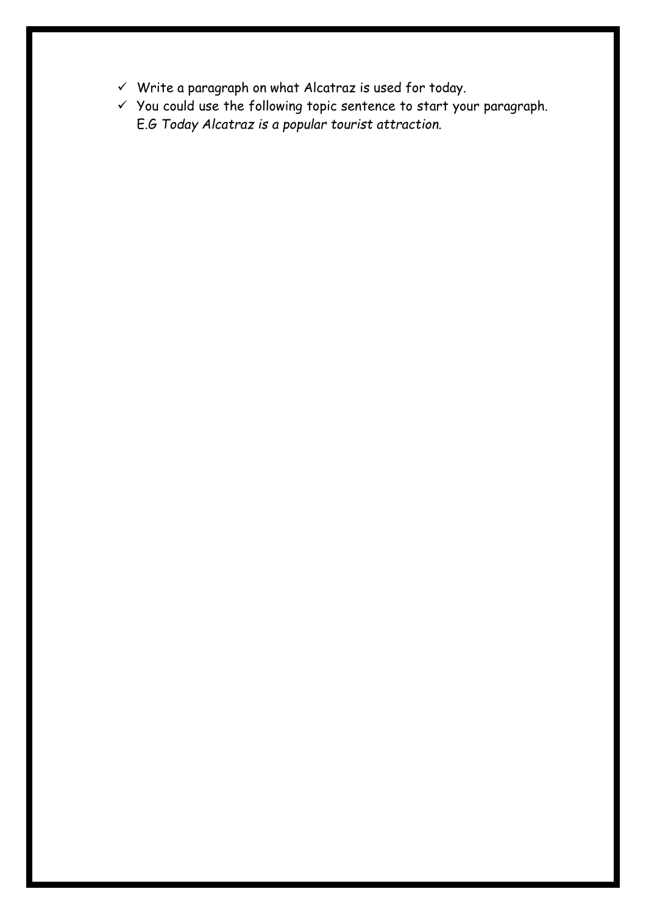- ✓ Write a paragraph on what Alcatraz is used for today.
- ✓ You could use the following topic sentence to start your paragraph.
  E.G *Today Alcatraz is a popular tourist attraction.*